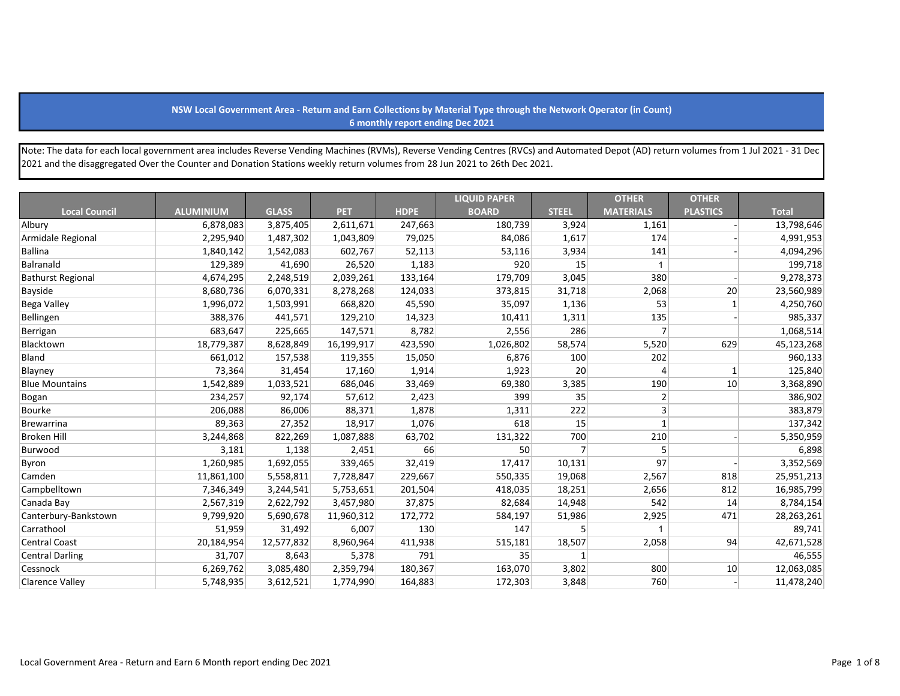**NSW Local Government Area - Return and Earn Collections by Material Type through the Network Operator (in Count)**
**6 monthly report ending Dec 2021**

Note: The data for each local government area includes Reverse Vending Machines (RVMs), Reverse Vending Centres (RVCs) and Automated Depot (AD) return volumes from 1 Jul 2021 - 31 Dec 2021 and the disaggregated Over the Counter and Donation Stations weekly return volumes from 28 Jun 2021 to 26th Dec 2021.

| Local Council | ALUMINIUM | GLASS | PET | HDPE | LIQUID PAPER BOARD | STEEL | OTHER MATERIALS | OTHER PLASTICS | Total |
|---|---|---|---|---|---|---|---|---|---|
| Albury | 6,878,083 | 3,875,405 | 2,611,671 | 247,663 | 180,739 | 3,924 | 1,161 | - | 13,798,646 |
| Armidale Regional | 2,295,940 | 1,487,302 | 1,043,809 | 79,025 | 84,086 | 1,617 | 174 | - | 4,991,953 |
| Ballina | 1,840,142 | 1,542,083 | 602,767 | 52,113 | 53,116 | 3,934 | 141 | - | 4,094,296 |
| Balranald | 129,389 | 41,690 | 26,520 | 1,183 | 920 | 15 | 1 | | 199,718 |
| Bathurst Regional | 4,674,295 | 2,248,519 | 2,039,261 | 133,164 | 179,709 | 3,045 | 380 | - | 9,278,373 |
| Bayside | 8,680,736 | 6,070,331 | 8,278,268 | 124,033 | 373,815 | 31,718 | 2,068 | 20 | 23,560,989 |
| Bega Valley | 1,996,072 | 1,503,991 | 668,820 | 45,590 | 35,097 | 1,136 | 53 | 1 | 4,250,760 |
| Bellingen | 388,376 | 441,571 | 129,210 | 14,323 | 10,411 | 1,311 | 135 | - | 985,337 |
| Berrigan | 683,647 | 225,665 | 147,571 | 8,782 | 2,556 | 286 | 7 | | 1,068,514 |
| Blacktown | 18,779,387 | 8,628,849 | 16,199,917 | 423,590 | 1,026,802 | 58,574 | 5,520 | 629 | 45,123,268 |
| Bland | 661,012 | 157,538 | 119,355 | 15,050 | 6,876 | 100 | 202 | | 960,133 |
| Blayney | 73,364 | 31,454 | 17,160 | 1,914 | 1,923 | 20 | 4 | 1 | 125,840 |
| Blue Mountains | 1,542,889 | 1,033,521 | 686,046 | 33,469 | 69,380 | 3,385 | 190 | 10 | 3,368,890 |
| Bogan | 234,257 | 92,174 | 57,612 | 2,423 | 399 | 35 | 2 | | 386,902 |
| Bourke | 206,088 | 86,006 | 88,371 | 1,878 | 1,311 | 222 | 3 | | 383,879 |
| Brewarrina | 89,363 | 27,352 | 18,917 | 1,076 | 618 | 15 | 1 | | 137,342 |
| Broken Hill | 3,244,868 | 822,269 | 1,087,888 | 63,702 | 131,322 | 700 | 210 | - | 5,350,959 |
| Burwood | 3,181 | 1,138 | 2,451 | 66 | 50 | 7 | 5 | | 6,898 |
| Byron | 1,260,985 | 1,692,055 | 339,465 | 32,419 | 17,417 | 10,131 | 97 | - | 3,352,569 |
| Camden | 11,861,100 | 5,558,811 | 7,728,847 | 229,667 | 550,335 | 19,068 | 2,567 | 818 | 25,951,213 |
| Campbelltown | 7,346,349 | 3,244,541 | 5,753,651 | 201,504 | 418,035 | 18,251 | 2,656 | 812 | 16,985,799 |
| Canada Bay | 2,567,319 | 2,622,792 | 3,457,980 | 37,875 | 82,684 | 14,948 | 542 | 14 | 8,784,154 |
| Canterbury-Bankstown | 9,799,920 | 5,690,678 | 11,960,312 | 172,772 | 584,197 | 51,986 | 2,925 | 471 | 28,263,261 |
| Carrathool | 51,959 | 31,492 | 6,007 | 130 | 147 | 5 | 1 | | 89,741 |
| Central Coast | 20,184,954 | 12,577,832 | 8,960,964 | 411,938 | 515,181 | 18,507 | 2,058 | 94 | 42,671,528 |
| Central Darling | 31,707 | 8,643 | 5,378 | 791 | 35 | 1 | | | 46,555 |
| Cessnock | 6,269,762 | 3,085,480 | 2,359,794 | 180,367 | 163,070 | 3,802 | 800 | 10 | 12,063,085 |
| Clarence Valley | 5,748,935 | 3,612,521 | 1,774,990 | 164,883 | 172,303 | 3,848 | 760 | - | 11,478,240 |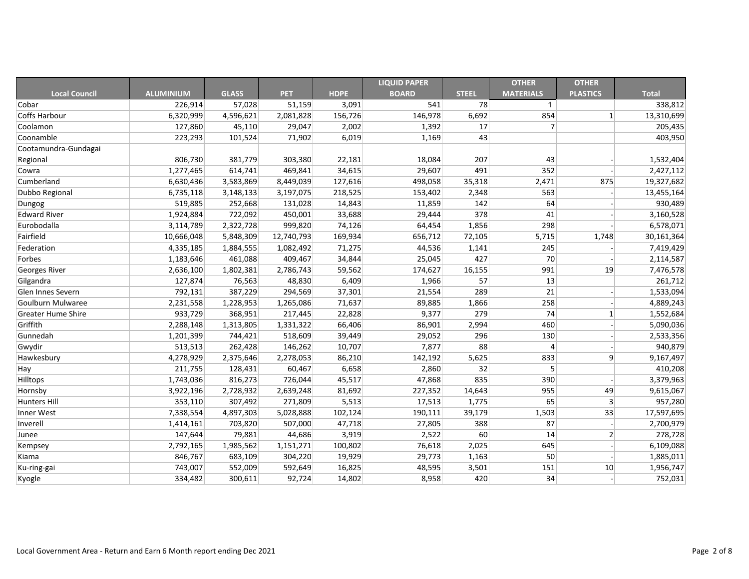| Local Council | ALUMINIUM | GLASS | PET | HDPE | LIQUID PAPER BOARD | STEEL | OTHER MATERIALS | OTHER PLASTICS | Total |
|---|---|---|---|---|---|---|---|---|---|
| Cobar | 226,914 | 57,028 | 51,159 | 3,091 | 541 | 78 | 1 | | 338,812 |
| Coffs Harbour | 6,320,999 | 4,596,621 | 2,081,828 | 156,726 | 146,978 | 6,692 | 854 | 1 | 13,310,699 |
| Coolamon | 127,860 | 45,110 | 29,047 | 2,002 | 1,392 | 17 | 7 | | 205,435 |
| Coonamble | 223,293 | 101,524 | 71,902 | 6,019 | 1,169 | 43 | | | 403,950 |
| Cootamundra-Gundagai Regional | 806,730 | 381,779 | 303,380 | 22,181 | 18,084 | 207 | 43 | - | 1,532,404 |
| Cowra | 1,277,465 | 614,741 | 469,841 | 34,615 | 29,607 | 491 | 352 | - | 2,427,112 |
| Cumberland | 6,630,436 | 3,583,869 | 8,449,039 | 127,616 | 498,058 | 35,318 | 2,471 | 875 | 19,327,682 |
| Dubbo Regional | 6,735,118 | 3,148,133 | 3,197,075 | 218,525 | 153,402 | 2,348 | 563 | - | 13,455,164 |
| Dungog | 519,885 | 252,668 | 131,028 | 14,843 | 11,859 | 142 | 64 | - | 930,489 |
| Edward River | 1,924,884 | 722,092 | 450,001 | 33,688 | 29,444 | 378 | 41 | - | 3,160,528 |
| Eurobodalla | 3,114,789 | 2,322,728 | 999,820 | 74,126 | 64,454 | 1,856 | 298 | - | 6,578,071 |
| Fairfield | 10,666,048 | 5,848,309 | 12,740,793 | 169,934 | 656,712 | 72,105 | 5,715 | 1,748 | 30,161,364 |
| Federation | 4,335,185 | 1,884,555 | 1,082,492 | 71,275 | 44,536 | 1,141 | 245 | - | 7,419,429 |
| Forbes | 1,183,646 | 461,088 | 409,467 | 34,844 | 25,045 | 427 | 70 | - | 2,114,587 |
| Georges River | 2,636,100 | 1,802,381 | 2,786,743 | 59,562 | 174,627 | 16,155 | 991 | 19 | 7,476,578 |
| Gilgandra | 127,874 | 76,563 | 48,830 | 6,409 | 1,966 | 57 | 13 | | 261,712 |
| Glen Innes Severn | 792,131 | 387,229 | 294,569 | 37,301 | 21,554 | 289 | 21 | - | 1,533,094 |
| Goulburn Mulwaree | 2,231,558 | 1,228,953 | 1,265,086 | 71,637 | 89,885 | 1,866 | 258 | - | 4,889,243 |
| Greater Hume Shire | 933,729 | 368,951 | 217,445 | 22,828 | 9,377 | 279 | 74 | 1 | 1,552,684 |
| Griffith | 2,288,148 | 1,313,805 | 1,331,322 | 66,406 | 86,901 | 2,994 | 460 | - | 5,090,036 |
| Gunnedah | 1,201,399 | 744,421 | 518,609 | 39,449 | 29,052 | 296 | 130 | - | 2,533,356 |
| Gwydir | 513,513 | 262,428 | 146,262 | 10,707 | 7,877 | 88 | 4 | - | 940,879 |
| Hawkesbury | 4,278,929 | 2,375,646 | 2,278,053 | 86,210 | 142,192 | 5,625 | 833 | 9 | 9,167,497 |
| Hay | 211,755 | 128,431 | 60,467 | 6,658 | 2,860 | 32 | 5 | | 410,208 |
| Hilltops | 1,743,036 | 816,273 | 726,044 | 45,517 | 47,868 | 835 | 390 | - | 3,379,963 |
| Hornsby | 3,922,196 | 2,728,932 | 2,639,248 | 81,692 | 227,352 | 14,643 | 955 | 49 | 9,615,067 |
| Hunters Hill | 353,110 | 307,492 | 271,809 | 5,513 | 17,513 | 1,775 | 65 | 3 | 957,280 |
| Inner West | 7,338,554 | 4,897,303 | 5,028,888 | 102,124 | 190,111 | 39,179 | 1,503 | 33 | 17,597,695 |
| Inverell | 1,414,161 | 703,820 | 507,000 | 47,718 | 27,805 | 388 | 87 | - | 2,700,979 |
| Junee | 147,644 | 79,881 | 44,686 | 3,919 | 2,522 | 60 | 14 | 2 | 278,728 |
| Kempsey | 2,792,165 | 1,985,562 | 1,151,271 | 100,802 | 76,618 | 2,025 | 645 | - | 6,109,088 |
| Kiama | 846,767 | 683,109 | 304,220 | 19,929 | 29,773 | 1,163 | 50 | - | 1,885,011 |
| Ku-ring-gai | 743,007 | 552,009 | 592,649 | 16,825 | 48,595 | 3,501 | 151 | 10 | 1,956,747 |
| Kyogle | 334,482 | 300,611 | 92,724 | 14,802 | 8,958 | 420 | 34 | - | 752,031 |

Local Government Area - Return and Earn 6 Month report ending Dec 2021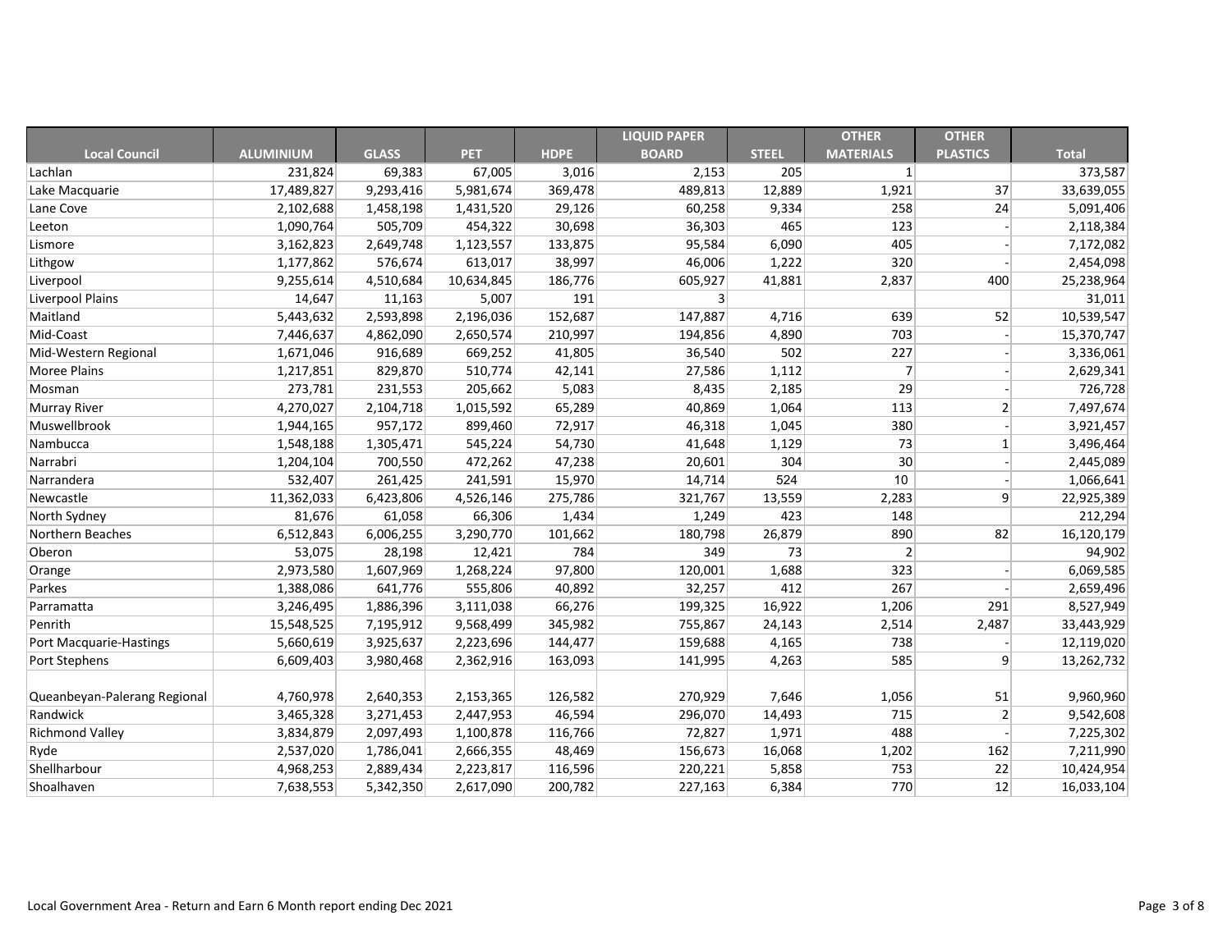| Local Council | ALUMINIUM | GLASS | PET | HDPE | LIQUID PAPER BOARD | STEEL | OTHER MATERIALS | OTHER PLASTICS | Total |
|---|---|---|---|---|---|---|---|---|---|
| Lachlan | 231,824 | 69,383 | 67,005 | 3,016 | 2,153 | 205 | 1 | | 373,587 |
| Lake Macquarie | 17,489,827 | 9,293,416 | 5,981,674 | 369,478 | 489,813 | 12,889 | 1,921 | 37 | 33,639,055 |
| Lane Cove | 2,102,688 | 1,458,198 | 1,431,520 | 29,126 | 60,258 | 9,334 | 258 | 24 | 5,091,406 |
| Leeton | 1,090,764 | 505,709 | 454,322 | 30,698 | 36,303 | 465 | 123 | - | 2,118,384 |
| Lismore | 3,162,823 | 2,649,748 | 1,123,557 | 133,875 | 95,584 | 6,090 | 405 | - | 7,172,082 |
| Lithgow | 1,177,862 | 576,674 | 613,017 | 38,997 | 46,006 | 1,222 | 320 | - | 2,454,098 |
| Liverpool | 9,255,614 | 4,510,684 | 10,634,845 | 186,776 | 605,927 | 41,881 | 2,837 | 400 | 25,238,964 |
| Liverpool Plains | 14,647 | 11,163 | 5,007 | 191 | 3 | | | | 31,011 |
| Maitland | 5,443,632 | 2,593,898 | 2,196,036 | 152,687 | 147,887 | 4,716 | 639 | 52 | 10,539,547 |
| Mid-Coast | 7,446,637 | 4,862,090 | 2,650,574 | 210,997 | 194,856 | 4,890 | 703 | - | 15,370,747 |
| Mid-Western Regional | 1,671,046 | 916,689 | 669,252 | 41,805 | 36,540 | 502 | 227 | - | 3,336,061 |
| Moree Plains | 1,217,851 | 829,870 | 510,774 | 42,141 | 27,586 | 1,112 | 7 | - | 2,629,341 |
| Mosman | 273,781 | 231,553 | 205,662 | 5,083 | 8,435 | 2,185 | 29 | - | 726,728 |
| Murray River | 4,270,027 | 2,104,718 | 1,015,592 | 65,289 | 40,869 | 1,064 | 113 | 2 | 7,497,674 |
| Muswellbrook | 1,944,165 | 957,172 | 899,460 | 72,917 | 46,318 | 1,045 | 380 | - | 3,921,457 |
| Nambucca | 1,548,188 | 1,305,471 | 545,224 | 54,730 | 41,648 | 1,129 | 73 | 1 | 3,496,464 |
| Narrabri | 1,204,104 | 700,550 | 472,262 | 47,238 | 20,601 | 304 | 30 | - | 2,445,089 |
| Narrandera | 532,407 | 261,425 | 241,591 | 15,970 | 14,714 | 524 | 10 | - | 1,066,641 |
| Newcastle | 11,362,033 | 6,423,806 | 4,526,146 | 275,786 | 321,767 | 13,559 | 2,283 | 9 | 22,925,389 |
| North Sydney | 81,676 | 61,058 | 66,306 | 1,434 | 1,249 | 423 | 148 | | 212,294 |
| Northern Beaches | 6,512,843 | 6,006,255 | 3,290,770 | 101,662 | 180,798 | 26,879 | 890 | 82 | 16,120,179 |
| Oberon | 53,075 | 28,198 | 12,421 | 784 | 349 | 73 | 2 | | 94,902 |
| Orange | 2,973,580 | 1,607,969 | 1,268,224 | 97,800 | 120,001 | 1,688 | 323 | - | 6,069,585 |
| Parkes | 1,388,086 | 641,776 | 555,806 | 40,892 | 32,257 | 412 | 267 | - | 2,659,496 |
| Parramatta | 3,246,495 | 1,886,396 | 3,111,038 | 66,276 | 199,325 | 16,922 | 1,206 | 291 | 8,527,949 |
| Penrith | 15,548,525 | 7,195,912 | 9,568,499 | 345,982 | 755,867 | 24,143 | 2,514 | 2,487 | 33,443,929 |
| Port Macquarie-Hastings | 5,660,619 | 3,925,637 | 2,223,696 | 144,477 | 159,688 | 4,165 | 738 | - | 12,119,020 |
| Port Stephens | 6,609,403 | 3,980,468 | 2,362,916 | 163,093 | 141,995 | 4,263 | 585 | 9 | 13,262,732 |
| Queanbeyan-Palerang Regional | 4,760,978 | 2,640,353 | 2,153,365 | 126,582 | 270,929 | 7,646 | 1,056 | 51 | 9,960,960 |
| Randwick | 3,465,328 | 3,271,453 | 2,447,953 | 46,594 | 296,070 | 14,493 | 715 | 2 | 9,542,608 |
| Richmond Valley | 3,834,879 | 2,097,493 | 1,100,878 | 116,766 | 72,827 | 1,971 | 488 | - | 7,225,302 |
| Ryde | 2,537,020 | 1,786,041 | 2,666,355 | 48,469 | 156,673 | 16,068 | 1,202 | 162 | 7,211,990 |
| Shellharbour | 4,968,253 | 2,889,434 | 2,223,817 | 116,596 | 220,221 | 5,858 | 753 | 22 | 10,424,954 |
| Shoalhaven | 7,638,553 | 5,342,350 | 2,617,090 | 200,782 | 227,163 | 6,384 | 770 | 12 | 16,033,104 |

Local Government Area - Return and Earn 6 Month report ending Dec 2021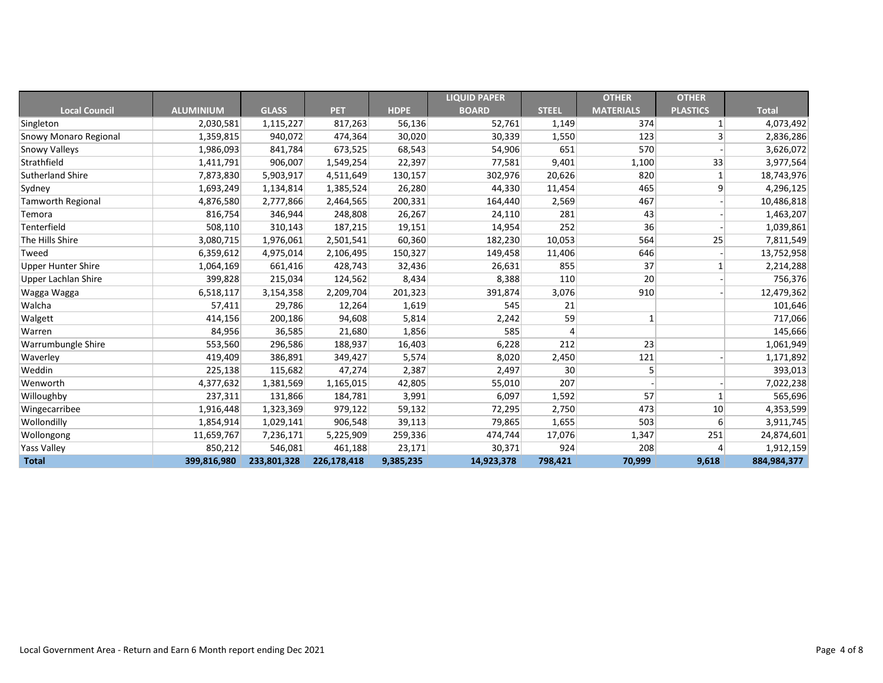| Local Council | ALUMINIUM | GLASS | PET | HDPE | LIQUID PAPER BOARD | STEEL | OTHER MATERIALS | OTHER PLASTICS | Total |
|---|---|---|---|---|---|---|---|---|---|
| Singleton | 2,030,581 | 1,115,227 | 817,263 | 56,136 | 52,761 | 1,149 | 374 | 1 | 4,073,492 |
| Snowy Monaro Regional | 1,359,815 | 940,072 | 474,364 | 30,020 | 30,339 | 1,550 | 123 | 3 | 2,836,286 |
| Snowy Valleys | 1,986,093 | 841,784 | 673,525 | 68,543 | 54,906 | 651 | 570 | - | 3,626,072 |
| Strathfield | 1,411,791 | 906,007 | 1,549,254 | 22,397 | 77,581 | 9,401 | 1,100 | 33 | 3,977,564 |
| Sutherland Shire | 7,873,830 | 5,903,917 | 4,511,649 | 130,157 | 302,976 | 20,626 | 820 | 1 | 18,743,976 |
| Sydney | 1,693,249 | 1,134,814 | 1,385,524 | 26,280 | 44,330 | 11,454 | 465 | 9 | 4,296,125 |
| Tamworth Regional | 4,876,580 | 2,777,866 | 2,464,565 | 200,331 | 164,440 | 2,569 | 467 | - | 10,486,818 |
| Temora | 816,754 | 346,944 | 248,808 | 26,267 | 24,110 | 281 | 43 | - | 1,463,207 |
| Tenterfield | 508,110 | 310,143 | 187,215 | 19,151 | 14,954 | 252 | 36 | - | 1,039,861 |
| The Hills Shire | 3,080,715 | 1,976,061 | 2,501,541 | 60,360 | 182,230 | 10,053 | 564 | 25 | 7,811,549 |
| Tweed | 6,359,612 | 4,975,014 | 2,106,495 | 150,327 | 149,458 | 11,406 | 646 | - | 13,752,958 |
| Upper Hunter Shire | 1,064,169 | 661,416 | 428,743 | 32,436 | 26,631 | 855 | 37 | 1 | 2,214,288 |
| Upper Lachlan Shire | 399,828 | 215,034 | 124,562 | 8,434 | 8,388 | 110 | 20 | - | 756,376 |
| Wagga Wagga | 6,518,117 | 3,154,358 | 2,209,704 | 201,323 | 391,874 | 3,076 | 910 | - | 12,479,362 |
| Walcha | 57,411 | 29,786 | 12,264 | 1,619 | 545 | 21 | | | 101,646 |
| Walgett | 414,156 | 200,186 | 94,608 | 5,814 | 2,242 | 59 | 1 | | 717,066 |
| Warren | 84,956 | 36,585 | 21,680 | 1,856 | 585 | 4 | | | 145,666 |
| Warrumbungle Shire | 553,560 | 296,586 | 188,937 | 16,403 | 6,228 | 212 | 23 | | 1,061,949 |
| Waverley | 419,409 | 386,891 | 349,427 | 5,574 | 8,020 | 2,450 | 121 | - | 1,171,892 |
| Weddin | 225,138 | 115,682 | 47,274 | 2,387 | 2,497 | 30 | 5 | | 393,013 |
| Wenworth | 4,377,632 | 1,381,569 | 1,165,015 | 42,805 | 55,010 | 207 | - | - | 7,022,238 |
| Willoughby | 237,311 | 131,866 | 184,781 | 3,991 | 6,097 | 1,592 | 57 | 1 | 565,696 |
| Wingecarribee | 1,916,448 | 1,323,369 | 979,122 | 59,132 | 72,295 | 2,750 | 473 | 10 | 4,353,599 |
| Wollondilly | 1,854,914 | 1,029,141 | 906,548 | 39,113 | 79,865 | 1,655 | 503 | 6 | 3,911,745 |
| Wollongong | 11,659,767 | 7,236,171 | 5,225,909 | 259,336 | 474,744 | 17,076 | 1,347 | 251 | 24,874,601 |
| Yass Valley | 850,212 | 546,081 | 461,188 | 23,171 | 30,371 | 924 | 208 | 4 | 1,912,159 |
| **Total** | **399,816,980** | **233,801,328** | **226,178,418** | **9,385,235** | **14,923,378** | **798,421** | **70,999** | **9,618** | **884,984,377** |

Local Government Area - Return and Earn 6 Month report ending Dec 2021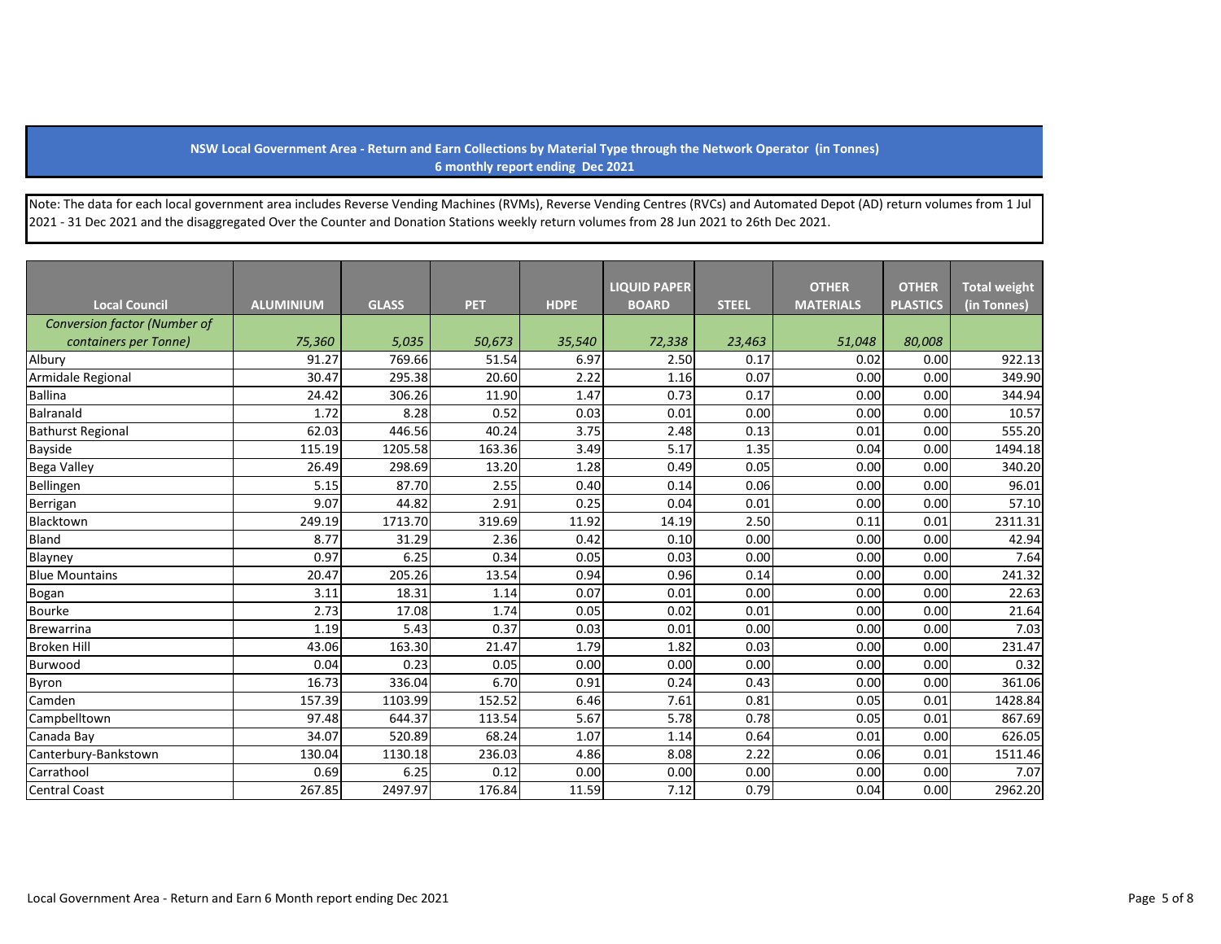**NSW Local Government Area - Return and Earn Collections by Material Type through the Network Operator (in Tonnes)**
**6 monthly report ending Dec 2021**

Note: The data for each local government area includes Reverse Vending Machines (RVMs), Reverse Vending Centres (RVCs) and Automated Depot (AD) return volumes from 1 Jul 2021 - 31 Dec 2021 and the disaggregated Over the Counter and Donation Stations weekly return volumes from 28 Jun 2021 to 26th Dec 2021.

| Local Council | ALUMINIUM | GLASS | PET | HDPE | LIQUID PAPER BOARD | STEEL | OTHER MATERIALS | OTHER PLASTICS | Total weight (in Tonnes) |
|---|---|---|---|---|---|---|---|---|---|
| *Conversion factor (Number of containers per Tonne)* | *75,360* | *5,035* | *50,673* | *35,540* | *72,338* | *23,463* | *51,048* | *80,008* | |
| Albury | 91.27 | 769.66 | 51.54 | 6.97 | 2.50 | 0.17 | 0.02 | 0.00 | 922.13 |
| Armidale Regional | 30.47 | 295.38 | 20.60 | 2.22 | 1.16 | 0.07 | 0.00 | 0.00 | 349.90 |
| Ballina | 24.42 | 306.26 | 11.90 | 1.47 | 0.73 | 0.17 | 0.00 | 0.00 | 344.94 |
| Balranald | 1.72 | 8.28 | 0.52 | 0.03 | 0.01 | 0.00 | 0.00 | 0.00 | 10.57 |
| Bathurst Regional | 62.03 | 446.56 | 40.24 | 3.75 | 2.48 | 0.13 | 0.01 | 0.00 | 555.20 |
| Bayside | 115.19 | 1205.58 | 163.36 | 3.49 | 5.17 | 1.35 | 0.04 | 0.00 | 1494.18 |
| Bega Valley | 26.49 | 298.69 | 13.20 | 1.28 | 0.49 | 0.05 | 0.00 | 0.00 | 340.20 |
| Bellingen | 5.15 | 87.70 | 2.55 | 0.40 | 0.14 | 0.06 | 0.00 | 0.00 | 96.01 |
| Berrigan | 9.07 | 44.82 | 2.91 | 0.25 | 0.04 | 0.01 | 0.00 | 0.00 | 57.10 |
| Blacktown | 249.19 | 1713.70 | 319.69 | 11.92 | 14.19 | 2.50 | 0.11 | 0.01 | 2311.31 |
| Bland | 8.77 | 31.29 | 2.36 | 0.42 | 0.10 | 0.00 | 0.00 | 0.00 | 42.94 |
| Blayney | 0.97 | 6.25 | 0.34 | 0.05 | 0.03 | 0.00 | 0.00 | 0.00 | 7.64 |
| Blue Mountains | 20.47 | 205.26 | 13.54 | 0.94 | 0.96 | 0.14 | 0.00 | 0.00 | 241.32 |
| Bogan | 3.11 | 18.31 | 1.14 | 0.07 | 0.01 | 0.00 | 0.00 | 0.00 | 22.63 |
| Bourke | 2.73 | 17.08 | 1.74 | 0.05 | 0.02 | 0.01 | 0.00 | 0.00 | 21.64 |
| Brewarrina | 1.19 | 5.43 | 0.37 | 0.03 | 0.01 | 0.00 | 0.00 | 0.00 | 7.03 |
| Broken Hill | 43.06 | 163.30 | 21.47 | 1.79 | 1.82 | 0.03 | 0.00 | 0.00 | 231.47 |
| Burwood | 0.04 | 0.23 | 0.05 | 0.00 | 0.00 | 0.00 | 0.00 | 0.00 | 0.32 |
| Byron | 16.73 | 336.04 | 6.70 | 0.91 | 0.24 | 0.43 | 0.00 | 0.00 | 361.06 |
| Camden | 157.39 | 1103.99 | 152.52 | 6.46 | 7.61 | 0.81 | 0.05 | 0.01 | 1428.84 |
| Campbelltown | 97.48 | 644.37 | 113.54 | 5.67 | 5.78 | 0.78 | 0.05 | 0.01 | 867.69 |
| Canada Bay | 34.07 | 520.89 | 68.24 | 1.07 | 1.14 | 0.64 | 0.01 | 0.00 | 626.05 |
| Canterbury-Bankstown | 130.04 | 1130.18 | 236.03 | 4.86 | 8.08 | 2.22 | 0.06 | 0.01 | 1511.46 |
| Carrathool | 0.69 | 6.25 | 0.12 | 0.00 | 0.00 | 0.00 | 0.00 | 0.00 | 7.07 |
| Central Coast | 267.85 | 2497.97 | 176.84 | 11.59 | 7.12 | 0.79 | 0.04 | 0.00 | 2962.20 |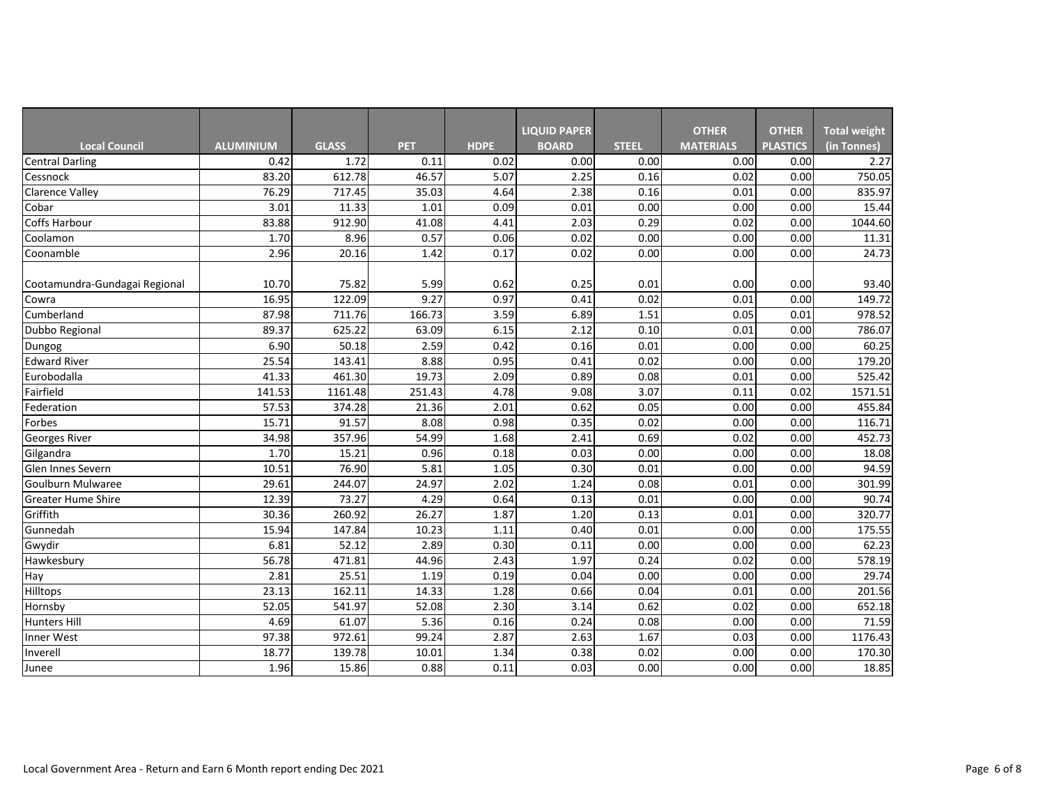| Local Council | ALUMINIUM | GLASS | PET | HDPE | LIQUID PAPER BOARD | STEEL | OTHER MATERIALS | OTHER PLASTICS | Total weight (in Tonnes) |
|---|---|---|---|---|---|---|---|---|---|
| Central Darling | 0.42 | 1.72 | 0.11 | 0.02 | 0.00 | 0.00 | 0.00 | 0.00 | 2.27 |
| Cessnock | 83.20 | 612.78 | 46.57 | 5.07 | 2.25 | 0.16 | 0.02 | 0.00 | 750.05 |
| Clarence Valley | 76.29 | 717.45 | 35.03 | 4.64 | 2.38 | 0.16 | 0.01 | 0.00 | 835.97 |
| Cobar | 3.01 | 11.33 | 1.01 | 0.09 | 0.01 | 0.00 | 0.00 | 0.00 | 15.44 |
| Coffs Harbour | 83.88 | 912.90 | 41.08 | 4.41 | 2.03 | 0.29 | 0.02 | 0.00 | 1044.60 |
| Coolamon | 1.70 | 8.96 | 0.57 | 0.06 | 0.02 | 0.00 | 0.00 | 0.00 | 11.31 |
| Coonamble | 2.96 | 20.16 | 1.42 | 0.17 | 0.02 | 0.00 | 0.00 | 0.00 | 24.73 |
| Cootamundra-Gundagai Regional | 10.70 | 75.82 | 5.99 | 0.62 | 0.25 | 0.01 | 0.00 | 0.00 | 93.40 |
| Cowra | 16.95 | 122.09 | 9.27 | 0.97 | 0.41 | 0.02 | 0.01 | 0.00 | 149.72 |
| Cumberland | 87.98 | 711.76 | 166.73 | 3.59 | 6.89 | 1.51 | 0.05 | 0.01 | 978.52 |
| Dubbo Regional | 89.37 | 625.22 | 63.09 | 6.15 | 2.12 | 0.10 | 0.01 | 0.00 | 786.07 |
| Dungog | 6.90 | 50.18 | 2.59 | 0.42 | 0.16 | 0.01 | 0.00 | 0.00 | 60.25 |
| Edward River | 25.54 | 143.41 | 8.88 | 0.95 | 0.41 | 0.02 | 0.00 | 0.00 | 179.20 |
| Eurobodalla | 41.33 | 461.30 | 19.73 | 2.09 | 0.89 | 0.08 | 0.01 | 0.00 | 525.42 |
| Fairfield | 141.53 | 1161.48 | 251.43 | 4.78 | 9.08 | 3.07 | 0.11 | 0.02 | 1571.51 |
| Federation | 57.53 | 374.28 | 21.36 | 2.01 | 0.62 | 0.05 | 0.00 | 0.00 | 455.84 |
| Forbes | 15.71 | 91.57 | 8.08 | 0.98 | 0.35 | 0.02 | 0.00 | 0.00 | 116.71 |
| Georges River | 34.98 | 357.96 | 54.99 | 1.68 | 2.41 | 0.69 | 0.02 | 0.00 | 452.73 |
| Gilgandra | 1.70 | 15.21 | 0.96 | 0.18 | 0.03 | 0.00 | 0.00 | 0.00 | 18.08 |
| Glen Innes Severn | 10.51 | 76.90 | 5.81 | 1.05 | 0.30 | 0.01 | 0.00 | 0.00 | 94.59 |
| Goulburn Mulwaree | 29.61 | 244.07 | 24.97 | 2.02 | 1.24 | 0.08 | 0.01 | 0.00 | 301.99 |
| Greater Hume Shire | 12.39 | 73.27 | 4.29 | 0.64 | 0.13 | 0.01 | 0.00 | 0.00 | 90.74 |
| Griffith | 30.36 | 260.92 | 26.27 | 1.87 | 1.20 | 0.13 | 0.01 | 0.00 | 320.77 |
| Gunnedah | 15.94 | 147.84 | 10.23 | 1.11 | 0.40 | 0.01 | 0.00 | 0.00 | 175.55 |
| Gwydir | 6.81 | 52.12 | 2.89 | 0.30 | 0.11 | 0.00 | 0.00 | 0.00 | 62.23 |
| Hawkesbury | 56.78 | 471.81 | 44.96 | 2.43 | 1.97 | 0.24 | 0.02 | 0.00 | 578.19 |
| Hay | 2.81 | 25.51 | 1.19 | 0.19 | 0.04 | 0.00 | 0.00 | 0.00 | 29.74 |
| Hilltops | 23.13 | 162.11 | 14.33 | 1.28 | 0.66 | 0.04 | 0.01 | 0.00 | 201.56 |
| Hornsby | 52.05 | 541.97 | 52.08 | 2.30 | 3.14 | 0.62 | 0.02 | 0.00 | 652.18 |
| Hunters Hill | 4.69 | 61.07 | 5.36 | 0.16 | 0.24 | 0.08 | 0.00 | 0.00 | 71.59 |
| Inner West | 97.38 | 972.61 | 99.24 | 2.87 | 2.63 | 1.67 | 0.03 | 0.00 | 1176.43 |
| Inverell | 18.77 | 139.78 | 10.01 | 1.34 | 0.38 | 0.02 | 0.00 | 0.00 | 170.30 |
| Junee | 1.96 | 15.86 | 0.88 | 0.11 | 0.03 | 0.00 | 0.00 | 0.00 | 18.85 |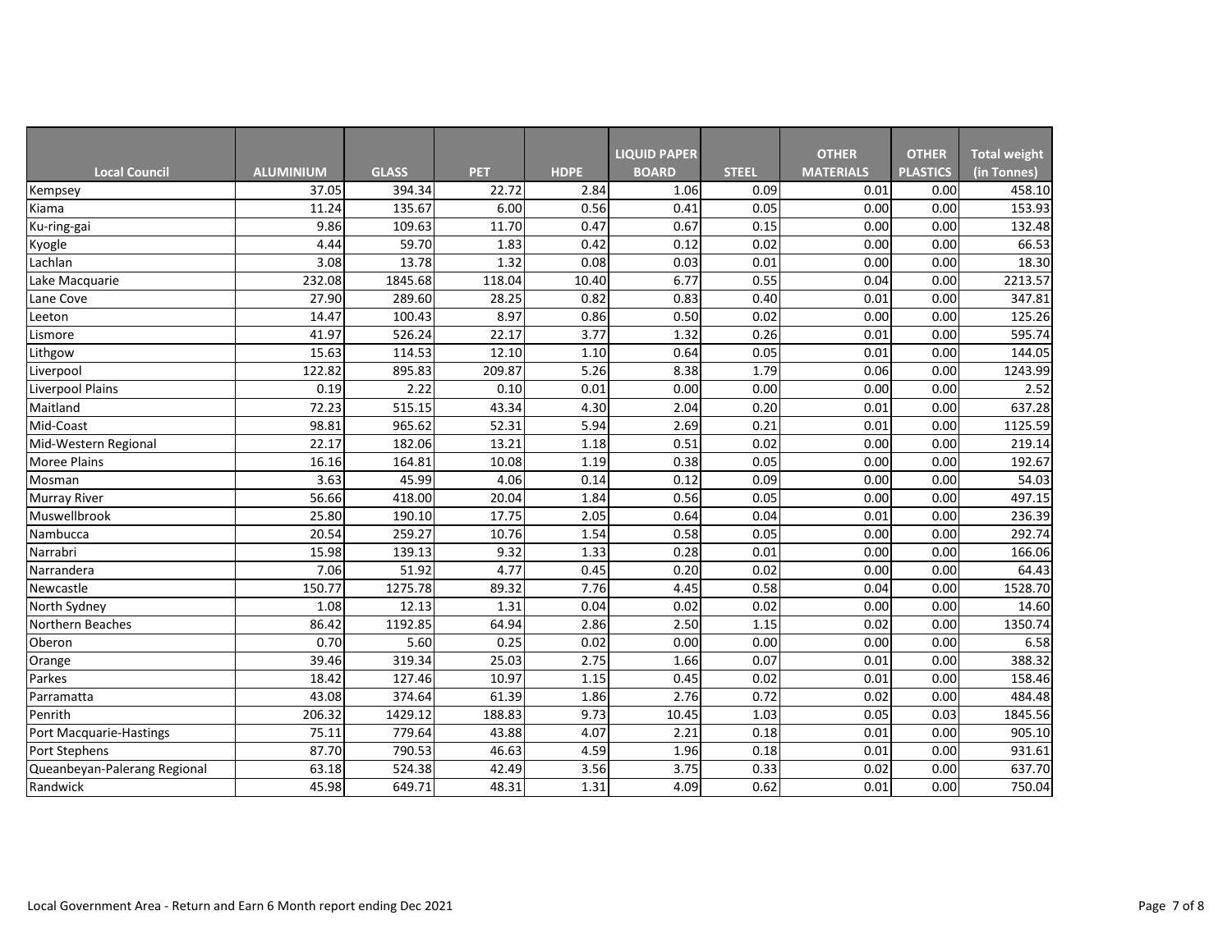| Local Council | ALUMINIUM | GLASS | PET | HDPE | LIQUID PAPER BOARD | STEEL | OTHER MATERIALS | OTHER PLASTICS | Total weight (in Tonnes) |
|---|---|---|---|---|---|---|---|---|---|
| Kempsey | 37.05 | 394.34 | 22.72 | 2.84 | 1.06 | 0.09 | 0.01 | 0.00 | 458.10 |
| Kiama | 11.24 | 135.67 | 6.00 | 0.56 | 0.41 | 0.05 | 0.00 | 0.00 | 153.93 |
| Ku-ring-gai | 9.86 | 109.63 | 11.70 | 0.47 | 0.67 | 0.15 | 0.00 | 0.00 | 132.48 |
| Kyogle | 4.44 | 59.70 | 1.83 | 0.42 | 0.12 | 0.02 | 0.00 | 0.00 | 66.53 |
| Lachlan | 3.08 | 13.78 | 1.32 | 0.08 | 0.03 | 0.01 | 0.00 | 0.00 | 18.30 |
| Lake Macquarie | 232.08 | 1845.68 | 118.04 | 10.40 | 6.77 | 0.55 | 0.04 | 0.00 | 2213.57 |
| Lane Cove | 27.90 | 289.60 | 28.25 | 0.82 | 0.83 | 0.40 | 0.01 | 0.00 | 347.81 |
| Leeton | 14.47 | 100.43 | 8.97 | 0.86 | 0.50 | 0.02 | 0.00 | 0.00 | 125.26 |
| Lismore | 41.97 | 526.24 | 22.17 | 3.77 | 1.32 | 0.26 | 0.01 | 0.00 | 595.74 |
| Lithgow | 15.63 | 114.53 | 12.10 | 1.10 | 0.64 | 0.05 | 0.01 | 0.00 | 144.05 |
| Liverpool | 122.82 | 895.83 | 209.87 | 5.26 | 8.38 | 1.79 | 0.06 | 0.00 | 1243.99 |
| Liverpool Plains | 0.19 | 2.22 | 0.10 | 0.01 | 0.00 | 0.00 | 0.00 | 0.00 | 2.52 |
| Maitland | 72.23 | 515.15 | 43.34 | 4.30 | 2.04 | 0.20 | 0.01 | 0.00 | 637.28 |
| Mid-Coast | 98.81 | 965.62 | 52.31 | 5.94 | 2.69 | 0.21 | 0.01 | 0.00 | 1125.59 |
| Mid-Western Regional | 22.17 | 182.06 | 13.21 | 1.18 | 0.51 | 0.02 | 0.00 | 0.00 | 219.14 |
| Moree Plains | 16.16 | 164.81 | 10.08 | 1.19 | 0.38 | 0.05 | 0.00 | 0.00 | 192.67 |
| Mosman | 3.63 | 45.99 | 4.06 | 0.14 | 0.12 | 0.09 | 0.00 | 0.00 | 54.03 |
| Murray River | 56.66 | 418.00 | 20.04 | 1.84 | 0.56 | 0.05 | 0.00 | 0.00 | 497.15 |
| Muswellbrook | 25.80 | 190.10 | 17.75 | 2.05 | 0.64 | 0.04 | 0.01 | 0.00 | 236.39 |
| Nambucca | 20.54 | 259.27 | 10.76 | 1.54 | 0.58 | 0.05 | 0.00 | 0.00 | 292.74 |
| Narrabri | 15.98 | 139.13 | 9.32 | 1.33 | 0.28 | 0.01 | 0.00 | 0.00 | 166.06 |
| Narrandera | 7.06 | 51.92 | 4.77 | 0.45 | 0.20 | 0.02 | 0.00 | 0.00 | 64.43 |
| Newcastle | 150.77 | 1275.78 | 89.32 | 7.76 | 4.45 | 0.58 | 0.04 | 0.00 | 1528.70 |
| North Sydney | 1.08 | 12.13 | 1.31 | 0.04 | 0.02 | 0.02 | 0.00 | 0.00 | 14.60 |
| Northern Beaches | 86.42 | 1192.85 | 64.94 | 2.86 | 2.50 | 1.15 | 0.02 | 0.00 | 1350.74 |
| Oberon | 0.70 | 5.60 | 0.25 | 0.02 | 0.00 | 0.00 | 0.00 | 0.00 | 6.58 |
| Orange | 39.46 | 319.34 | 25.03 | 2.75 | 1.66 | 0.07 | 0.01 | 0.00 | 388.32 |
| Parkes | 18.42 | 127.46 | 10.97 | 1.15 | 0.45 | 0.02 | 0.01 | 0.00 | 158.46 |
| Parramatta | 43.08 | 374.64 | 61.39 | 1.86 | 2.76 | 0.72 | 0.02 | 0.00 | 484.48 |
| Penrith | 206.32 | 1429.12 | 188.83 | 9.73 | 10.45 | 1.03 | 0.05 | 0.03 | 1845.56 |
| Port Macquarie-Hastings | 75.11 | 779.64 | 43.88 | 4.07 | 2.21 | 0.18 | 0.01 | 0.00 | 905.10 |
| Port Stephens | 87.70 | 790.53 | 46.63 | 4.59 | 1.96 | 0.18 | 0.01 | 0.00 | 931.61 |
| Queanbeyan-Palerang Regional | 63.18 | 524.38 | 42.49 | 3.56 | 3.75 | 0.33 | 0.02 | 0.00 | 637.70 |
| Randwick | 45.98 | 649.71 | 48.31 | 1.31 | 4.09 | 0.62 | 0.01 | 0.00 | 750.04 |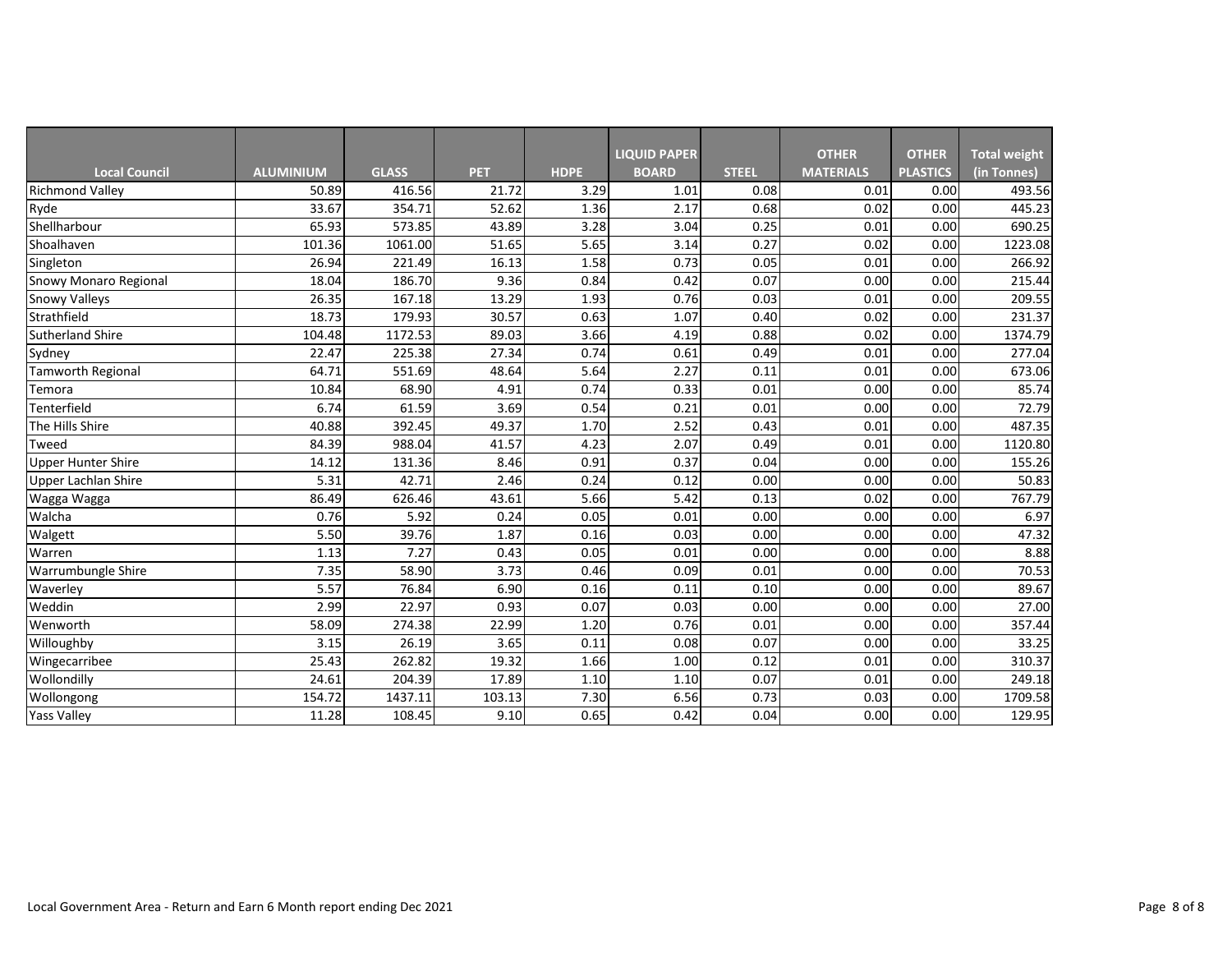| Local Council | ALUMINIUM | GLASS | PET | HDPE | LIQUID PAPER BOARD | STEEL | OTHER MATERIALS | OTHER PLASTICS | Total weight (in Tonnes) |
|---|---|---|---|---|---|---|---|---|---|
| Richmond Valley | 50.89 | 416.56 | 21.72 | 3.29 | 1.01 | 0.08 | 0.01 | 0.00 | 493.56 |
| Ryde | 33.67 | 354.71 | 52.62 | 1.36 | 2.17 | 0.68 | 0.02 | 0.00 | 445.23 |
| Shellharbour | 65.93 | 573.85 | 43.89 | 3.28 | 3.04 | 0.25 | 0.01 | 0.00 | 690.25 |
| Shoalhaven | 101.36 | 1061.00 | 51.65 | 5.65 | 3.14 | 0.27 | 0.02 | 0.00 | 1223.08 |
| Singleton | 26.94 | 221.49 | 16.13 | 1.58 | 0.73 | 0.05 | 0.01 | 0.00 | 266.92 |
| Snowy Monaro Regional | 18.04 | 186.70 | 9.36 | 0.84 | 0.42 | 0.07 | 0.00 | 0.00 | 215.44 |
| Snowy Valleys | 26.35 | 167.18 | 13.29 | 1.93 | 0.76 | 0.03 | 0.01 | 0.00 | 209.55 |
| Strathfield | 18.73 | 179.93 | 30.57 | 0.63 | 1.07 | 0.40 | 0.02 | 0.00 | 231.37 |
| Sutherland Shire | 104.48 | 1172.53 | 89.03 | 3.66 | 4.19 | 0.88 | 0.02 | 0.00 | 1374.79 |
| Sydney | 22.47 | 225.38 | 27.34 | 0.74 | 0.61 | 0.49 | 0.01 | 0.00 | 277.04 |
| Tamworth Regional | 64.71 | 551.69 | 48.64 | 5.64 | 2.27 | 0.11 | 0.01 | 0.00 | 673.06 |
| Temora | 10.84 | 68.90 | 4.91 | 0.74 | 0.33 | 0.01 | 0.00 | 0.00 | 85.74 |
| Tenterfield | 6.74 | 61.59 | 3.69 | 0.54 | 0.21 | 0.01 | 0.00 | 0.00 | 72.79 |
| The Hills Shire | 40.88 | 392.45 | 49.37 | 1.70 | 2.52 | 0.43 | 0.01 | 0.00 | 487.35 |
| Tweed | 84.39 | 988.04 | 41.57 | 4.23 | 2.07 | 0.49 | 0.01 | 0.00 | 1120.80 |
| Upper Hunter Shire | 14.12 | 131.36 | 8.46 | 0.91 | 0.37 | 0.04 | 0.00 | 0.00 | 155.26 |
| Upper Lachlan Shire | 5.31 | 42.71 | 2.46 | 0.24 | 0.12 | 0.00 | 0.00 | 0.00 | 50.83 |
| Wagga Wagga | 86.49 | 626.46 | 43.61 | 5.66 | 5.42 | 0.13 | 0.02 | 0.00 | 767.79 |
| Walcha | 0.76 | 5.92 | 0.24 | 0.05 | 0.01 | 0.00 | 0.00 | 0.00 | 6.97 |
| Walgett | 5.50 | 39.76 | 1.87 | 0.16 | 0.03 | 0.00 | 0.00 | 0.00 | 47.32 |
| Warren | 1.13 | 7.27 | 0.43 | 0.05 | 0.01 | 0.00 | 0.00 | 0.00 | 8.88 |
| Warrumbungle Shire | 7.35 | 58.90 | 3.73 | 0.46 | 0.09 | 0.01 | 0.00 | 0.00 | 70.53 |
| Waverley | 5.57 | 76.84 | 6.90 | 0.16 | 0.11 | 0.10 | 0.00 | 0.00 | 89.67 |
| Weddin | 2.99 | 22.97 | 0.93 | 0.07 | 0.03 | 0.00 | 0.00 | 0.00 | 27.00 |
| Wenworth | 58.09 | 274.38 | 22.99 | 1.20 | 0.76 | 0.01 | 0.00 | 0.00 | 357.44 |
| Willoughby | 3.15 | 26.19 | 3.65 | 0.11 | 0.08 | 0.07 | 0.00 | 0.00 | 33.25 |
| Wingecarribee | 25.43 | 262.82 | 19.32 | 1.66 | 1.00 | 0.12 | 0.01 | 0.00 | 310.37 |
| Wollondilly | 24.61 | 204.39 | 17.89 | 1.10 | 1.10 | 0.07 | 0.01 | 0.00 | 249.18 |
| Wollongong | 154.72 | 1437.11 | 103.13 | 7.30 | 6.56 | 0.73 | 0.03 | 0.00 | 1709.58 |
| Yass Valley | 11.28 | 108.45 | 9.10 | 0.65 | 0.42 | 0.04 | 0.00 | 0.00 | 129.95 |

Local Government Area - Return and Earn 6 Month report ending Dec 2021